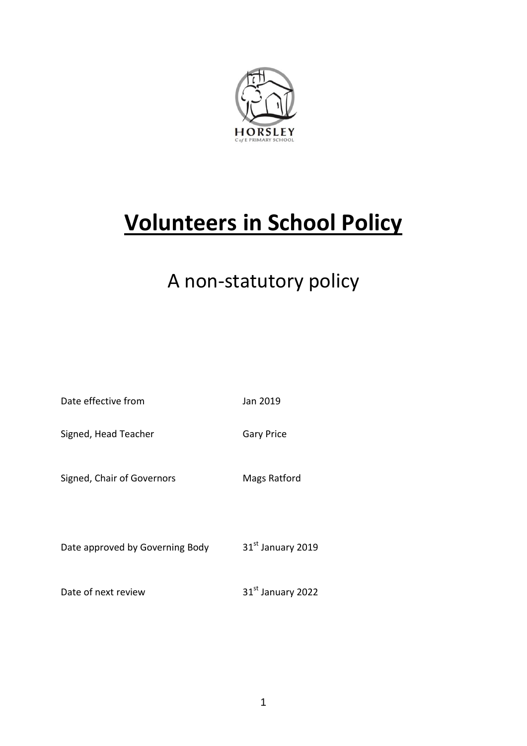HORSLEY
C of E PRIMARY SCHOOL

# Volunteers in School Policy

## A non-statutory policy

| | |
|---|---|
| Date effective from | Jan 2019 |
| Signed, Head Teacher | Gary Price |
| Signed, Chair of Governors | Mags Ratford |
| Date approved by Governing Body | 31st January 2019 |
| Date of next review | 31st January 2022 |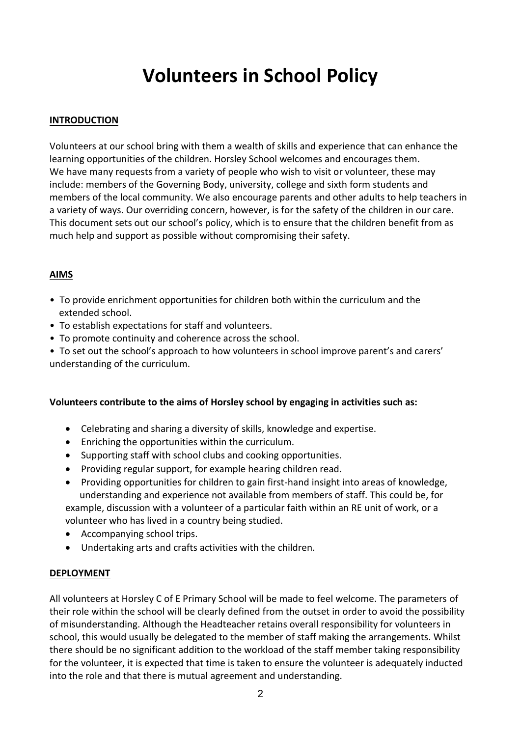# Volunteers in School Policy

## INTRODUCTION

Volunteers at our school bring with them a wealth of skills and experience that can enhance the learning opportunities of the children. Horsley School welcomes and encourages them. We have many requests from a variety of people who wish to visit or volunteer, these may include: members of the Governing Body, university, college and sixth form students and members of the local community. We also encourage parents and other adults to help teachers in a variety of ways. Our overriding concern, however, is for the safety of the children in our care. This document sets out our school's policy, which is to ensure that the children benefit from as much help and support as possible without compromising their safety.

## AIMS

- To provide enrichment opportunities for children both within the curriculum and the extended school.
- To establish expectations for staff and volunteers.
- To promote continuity and coherence across the school.
- To set out the school's approach to how volunteers in school improve parent's and carers' understanding of the curriculum.

**Volunteers contribute to the aims of Horsley school by engaging in activities such as:**

- Celebrating and sharing a diversity of skills, knowledge and expertise.
- Enriching the opportunities within the curriculum.
- Supporting staff with school clubs and cooking opportunities.
- Providing regular support, for example hearing children read.
- Providing opportunities for children to gain first-hand insight into areas of knowledge, understanding and experience not available from members of staff. This could be, for example, discussion with a volunteer of a particular faith within an RE unit of work, or a volunteer who has lived in a country being studied.
- Accompanying school trips.
- Undertaking arts and crafts activities with the children.

## DEPLOYMENT

All volunteers at Horsley C of E Primary School will be made to feel welcome. The parameters of their role within the school will be clearly defined from the outset in order to avoid the possibility of misunderstanding. Although the Headteacher retains overall responsibility for volunteers in school, this would usually be delegated to the member of staff making the arrangements. Whilst there should be no significant addition to the workload of the staff member taking responsibility for the volunteer, it is expected that time is taken to ensure the volunteer is adequately inducted into the role and that there is mutual agreement and understanding.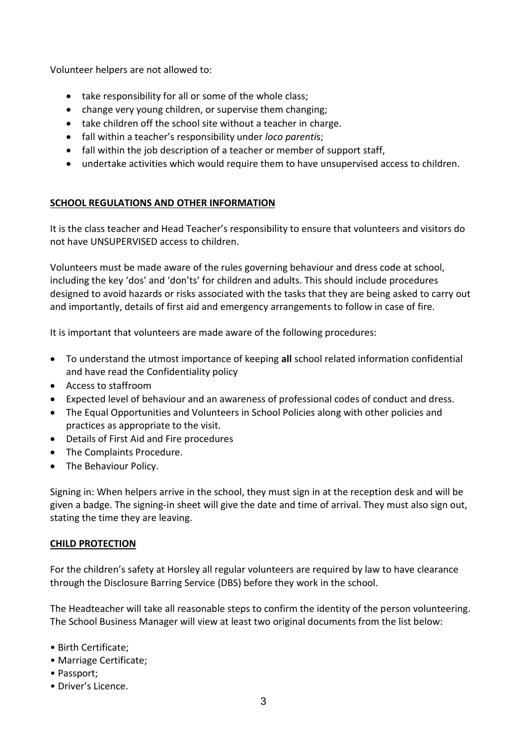Volunteer helpers are not allowed to:

- take responsibility for all or some of the whole class;
- change very young children, or supervise them changing;
- take children off the school site without a teacher in charge.
- fall within a teacher's responsibility under *loco parenti*s;
- fall within the job description of a teacher or member of support staff,
- undertake activities which would require them to have unsupervised access to children.

## SCHOOL REGULATIONS AND OTHER INFORMATION

It is the class teacher and Head Teacher's responsibility to ensure that volunteers and visitors do not have UNSUPERVISED access to children.

Volunteers must be made aware of the rules governing behaviour and dress code at school, including the key 'dos' and 'don'ts' for children and adults. This should include procedures designed to avoid hazards or risks associated with the tasks that they are being asked to carry out and importantly, details of first aid and emergency arrangements to follow in case of fire.

It is important that volunteers are made aware of the following procedures:

- To understand the utmost importance of keeping **all** school related information confidential and have read the Confidentiality policy
- Access to staffroom
- Expected level of behaviour and an awareness of professional codes of conduct and dress.
- The Equal Opportunities and Volunteers in School Policies along with other policies and practices as appropriate to the visit.
- Details of First Aid and Fire procedures
- The Complaints Procedure.
- The Behaviour Policy.

Signing in: When helpers arrive in the school, they must sign in at the reception desk and will be given a badge. The signing-in sheet will give the date and time of arrival. They must also sign out, stating the time they are leaving.

## CHILD PROTECTION

For the children's safety at Horsley all regular volunteers are required by law to have clearance through the Disclosure Barring Service (DBS) before they work in the school.

The Headteacher will take all reasonable steps to confirm the identity of the person volunteering. The School Business Manager will view at least two original documents from the list below:

- Birth Certificate;
- Marriage Certificate;
- Passport;
- Driver's Licence.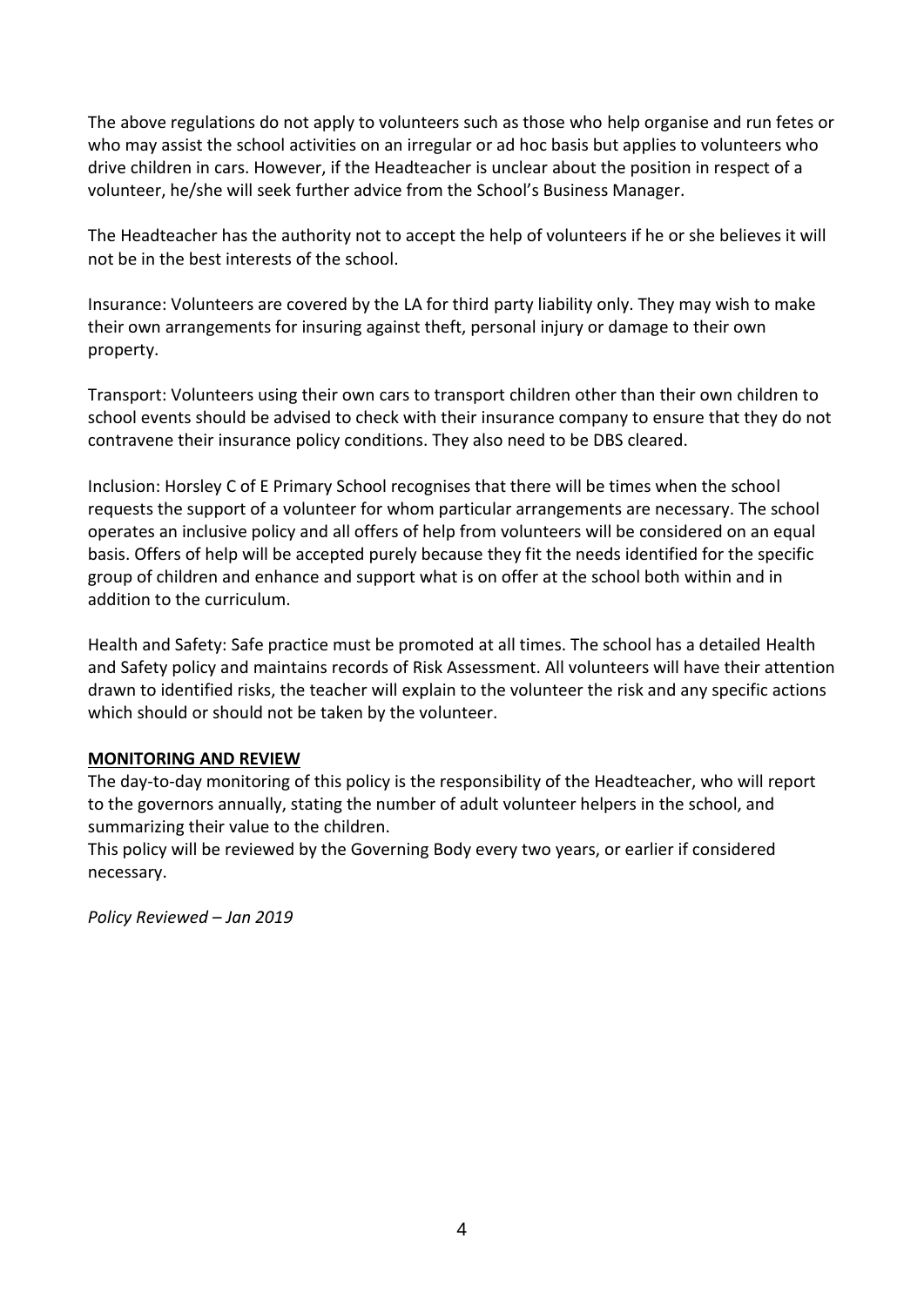The above regulations do not apply to volunteers such as those who help organise and run fetes or who may assist the school activities on an irregular or ad hoc basis but applies to volunteers who drive children in cars. However, if the Headteacher is unclear about the position in respect of a volunteer, he/she will seek further advice from the School's Business Manager.

The Headteacher has the authority not to accept the help of volunteers if he or she believes it will not be in the best interests of the school.

Insurance: Volunteers are covered by the LA for third party liability only. They may wish to make their own arrangements for insuring against theft, personal injury or damage to their own property.

Transport: Volunteers using their own cars to transport children other than their own children to school events should be advised to check with their insurance company to ensure that they do not contravene their insurance policy conditions. They also need to be DBS cleared.

Inclusion: Horsley C of E Primary School recognises that there will be times when the school requests the support of a volunteer for whom particular arrangements are necessary. The school operates an inclusive policy and all offers of help from volunteers will be considered on an equal basis. Offers of help will be accepted purely because they fit the needs identified for the specific group of children and enhance and support what is on offer at the school both within and in addition to the curriculum.

Health and Safety: Safe practice must be promoted at all times. The school has a detailed Health and Safety policy and maintains records of Risk Assessment. All volunteers will have their attention drawn to identified risks, the teacher will explain to the volunteer the risk and any specific actions which should or should not be taken by the volunteer.

## MONITORING AND REVIEW

The day-to-day monitoring of this policy is the responsibility of the Headteacher, who will report to the governors annually, stating the number of adult volunteer helpers in the school, and summarizing their value to the children.
This policy will be reviewed by the Governing Body every two years, or earlier if considered necessary.

*Policy Reviewed – Jan 2019*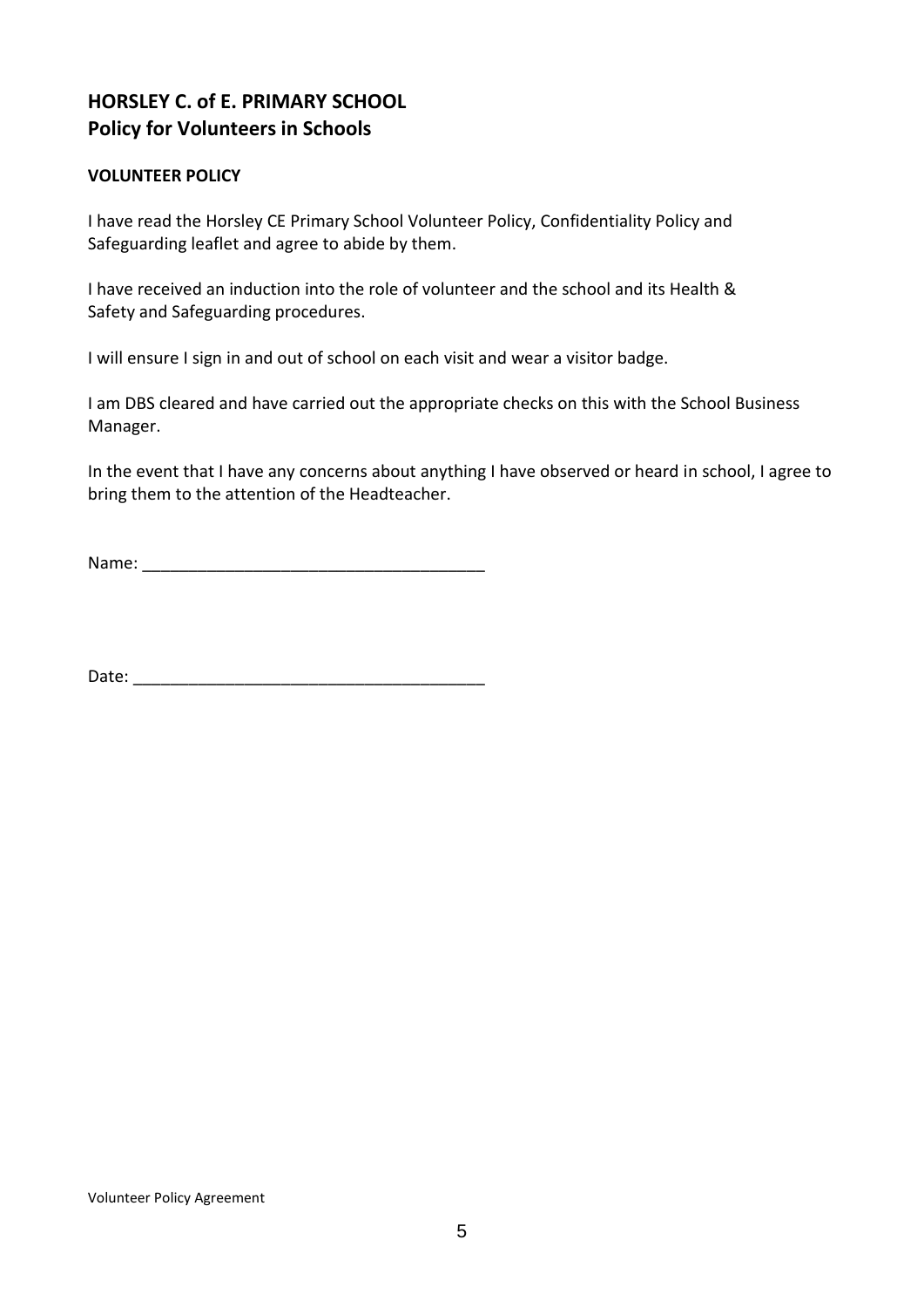## HORSLEY C. of E. PRIMARY SCHOOL
## Policy for Volunteers in Schools

**VOLUNTEER POLICY**

I have read the Horsley CE Primary School Volunteer Policy, Confidentiality Policy and Safeguarding leaflet and agree to abide by them.

I have received an induction into the role of volunteer and the school and its Health & Safety and Safeguarding procedures.

I will ensure I sign in and out of school on each visit and wear a visitor badge.

I am DBS cleared and have carried out the appropriate checks on this with the School Business Manager.

In the event that I have any concerns about anything I have observed or heard in school, I agree to bring them to the attention of the Headteacher.

Name: _____________________________________

Date: ______________________________________

Volunteer Policy Agreement